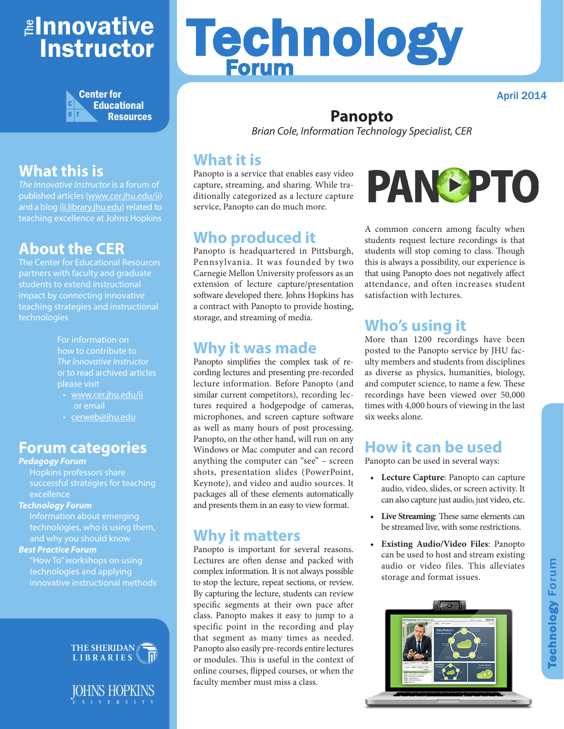# The Innovative Instructor

Center for Educational Resources

# Technology Forum

April 2014

## What this is

*The Innovative Instructor* is a forum of published articles (www.cer.jhu.edu/ii) and a blog (ii.library.jhu.edu) related to teaching excellence at Johns Hopkins

## About the CER

The Center for Educational Resources partners with faculty and graduate students to extend instructional impact by connecting innovative teaching strategies and instructional technologies

For information on how to contribute to *The Innovative Instructor* or to read archived articles please visit

- www.cer.jhu.edu/ii

or email

- cerweb@jhu.edu

## Forum categories

***Pedagogy Forum***

Hopkins professors share successful strategies for teaching excellence

***Technology Forum***

Information about emerging technologies, who is using them, and why you should know

***Best Practice Forum***

"How To" workshops on using technologies and applying innovative instructional methods

THE SHERIDAN LIBRARIES

JOHNS HOPKINS UNIVERSITY

# Panopto

*Brian Cole, Information Technology Specialist, CER*

## What it is

Panopto is a service that enables easy video capture, streaming, and sharing. While traditionally categorized as a lecture capture service, Panopto can do much more.

## Who produced it

Panopto is headquartered in Pittsburgh, Pennsylvania. It was founded by two Carnegie Mellon University professors as an extension of lecture capture/presentation software developed there. Johns Hopkins has a contract with Panopto to provide hosting, storage, and streaming of media.

## Why it was made

Panopto simplifies the complex task of recording lectures and presenting pre-recorded lecture information. Before Panopto (and similar current competitors), recording lectures required a hodgepodge of cameras, microphones, and screen capture software as well as many hours of post processing. Panopto, on the other hand, will run on any Windows or Mac computer and can record anything the computer can "see" – screen shots, presentation slides (PowerPoint, Keynote), and video and audio sources. It packages all of these elements automatically and presents them in an easy to view format.

## Why it matters

Panopto is important for several reasons. Lectures are often dense and packed with complex information. It is not always possible to stop the lecture, repeat sections, or review. By capturing the lecture, students can review specific segments at their own pace after class. Panopto makes it easy to jump to a specific point in the recording and play that segment as many times as needed. Panopto also easily pre-records entire lectures or modules. This is useful in the context of online courses, flipped courses, or when the faculty member must miss a class.

A common concern among faculty when students request lecture recordings is that students will stop coming to class. Though this is always a possibility, our experience is that using Panopto does not negatively affect attendance, and often increases student satisfaction with lectures.

## Who's using it

More than 1200 recordings have been posted to the Panopto service by JHU faculty members and students from disciplines as diverse as physics, humanities, biology, and computer science, to name a few. These recordings have been viewed over 50,000 times with 4,000 hours of viewing in the last six weeks alone.

## How it can be used

Panopto can be used in several ways:

- **Lecture Capture**: Panopto can capture audio, video, slides, or screen activity. It can also capture just audio, just video, etc.
- **Live Streaming**: These same elements can be streamed live, with some restrictions.
- **Existing Audio/Video Files**: Panopto can be used to host and stream existing audio or video files. This alleviates storage and format issues.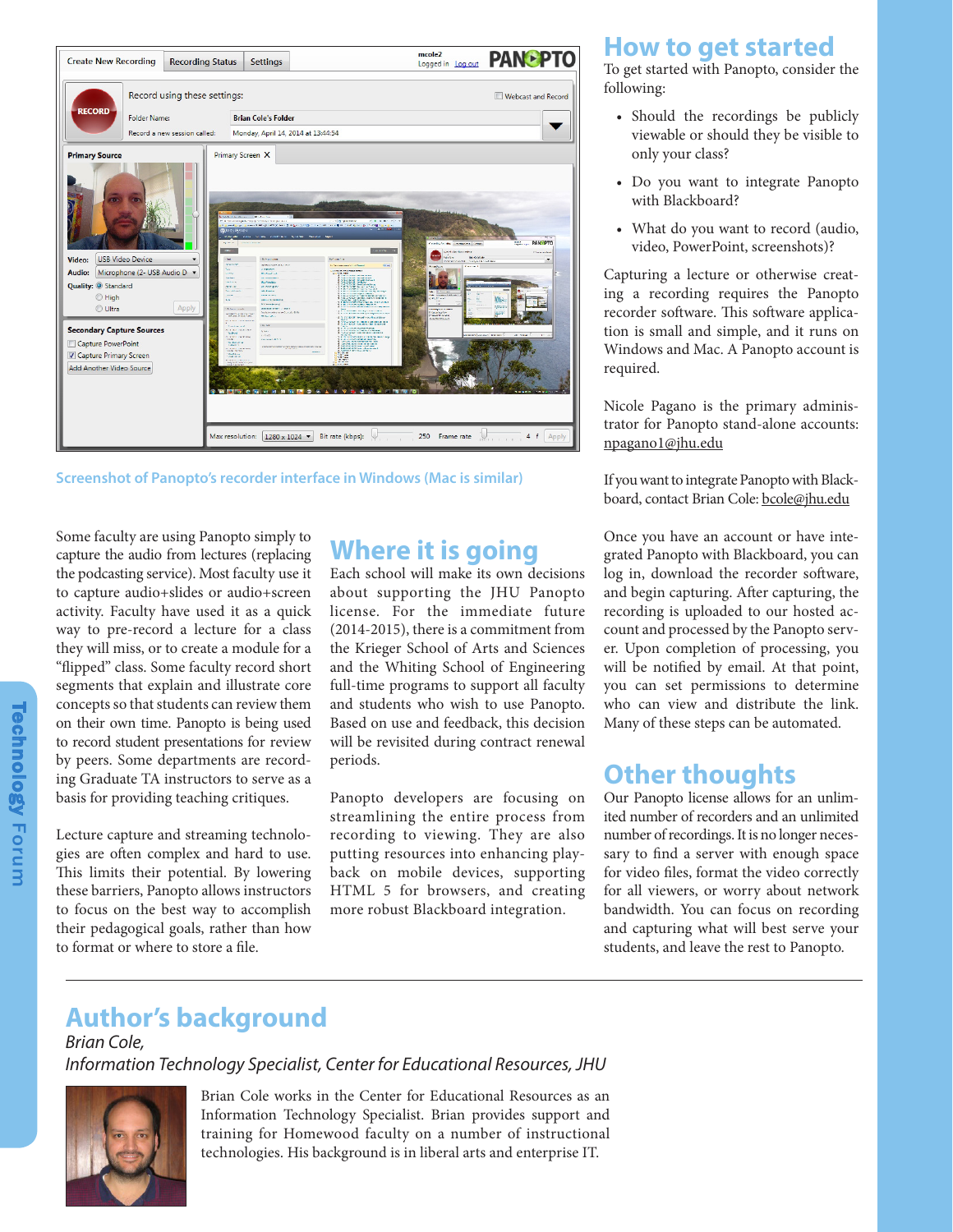Screenshot of Panopto's recorder interface in Windows (Mac is similar)

Some faculty are using Panopto simply to capture the audio from lectures (replacing the podcasting service). Most faculty use it to capture audio+slides or audio+screen activity. Faculty have used it as a quick way to pre-record a lecture for a class they will miss, or to create a module for a "flipped" class. Some faculty record short segments that explain and illustrate core concepts so that students can review them on their own time. Panopto is being used to record student presentations for review by peers. Some departments are recording Graduate TA instructors to serve as a basis for providing teaching critiques.

Lecture capture and streaming technologies are often complex and hard to use. This limits their potential. By lowering these barriers, Panopto allows instructors to focus on the best way to accomplish their pedagogical goals, rather than how to format or where to store a file.

## Where it is going

Each school will make its own decisions about supporting the JHU Panopto license. For the immediate future (2014-2015), there is a commitment from the Krieger School of Arts and Sciences and the Whiting School of Engineering full-time programs to support all faculty and students who wish to use Panopto. Based on use and feedback, this decision will be revisited during contract renewal periods.

Panopto developers are focusing on streamlining the entire process from recording to viewing. They are also putting resources into enhancing playback on mobile devices, supporting HTML 5 for browsers, and creating more robust Blackboard integration.

## How to get started

To get started with Panopto, consider the following:

- Should the recordings be publicly viewable or should they be visible to only your class?
- Do you want to integrate Panopto with Blackboard?
- What do you want to record (audio, video, PowerPoint, screenshots)?

Capturing a lecture or otherwise creating a recording requires the Panopto recorder software. This software application is small and simple, and it runs on Windows and Mac. A Panopto account is required.

Nicole Pagano is the primary administrator for Panopto stand-alone accounts: npagano1@jhu.edu

If you want to integrate Panopto with Blackboard, contact Brian Cole: bcole@jhu.edu

Once you have an account or have integrated Panopto with Blackboard, you can log in, download the recorder software, and begin capturing. After capturing, the recording is uploaded to our hosted account and processed by the Panopto server. Upon completion of processing, you will be notified by email. At that point, you can set permissions to determine who can view and distribute the link. Many of these steps can be automated.

## Other thoughts

Our Panopto license allows for an unlimited number of recorders and an unlimited number of recordings. It is no longer necessary to find a server with enough space for video files, format the video correctly for all viewers, or worry about network bandwidth. You can focus on recording and capturing what will best serve your students, and leave the rest to Panopto.

## Author's background

*Brian Cole,*
*Information Technology Specialist, Center for Educational Resources, JHU*

Brian Cole works in the Center for Educational Resources as an Information Technology Specialist. Brian provides support and training for Homewood faculty on a number of instructional technologies. His background is in liberal arts and enterprise IT.